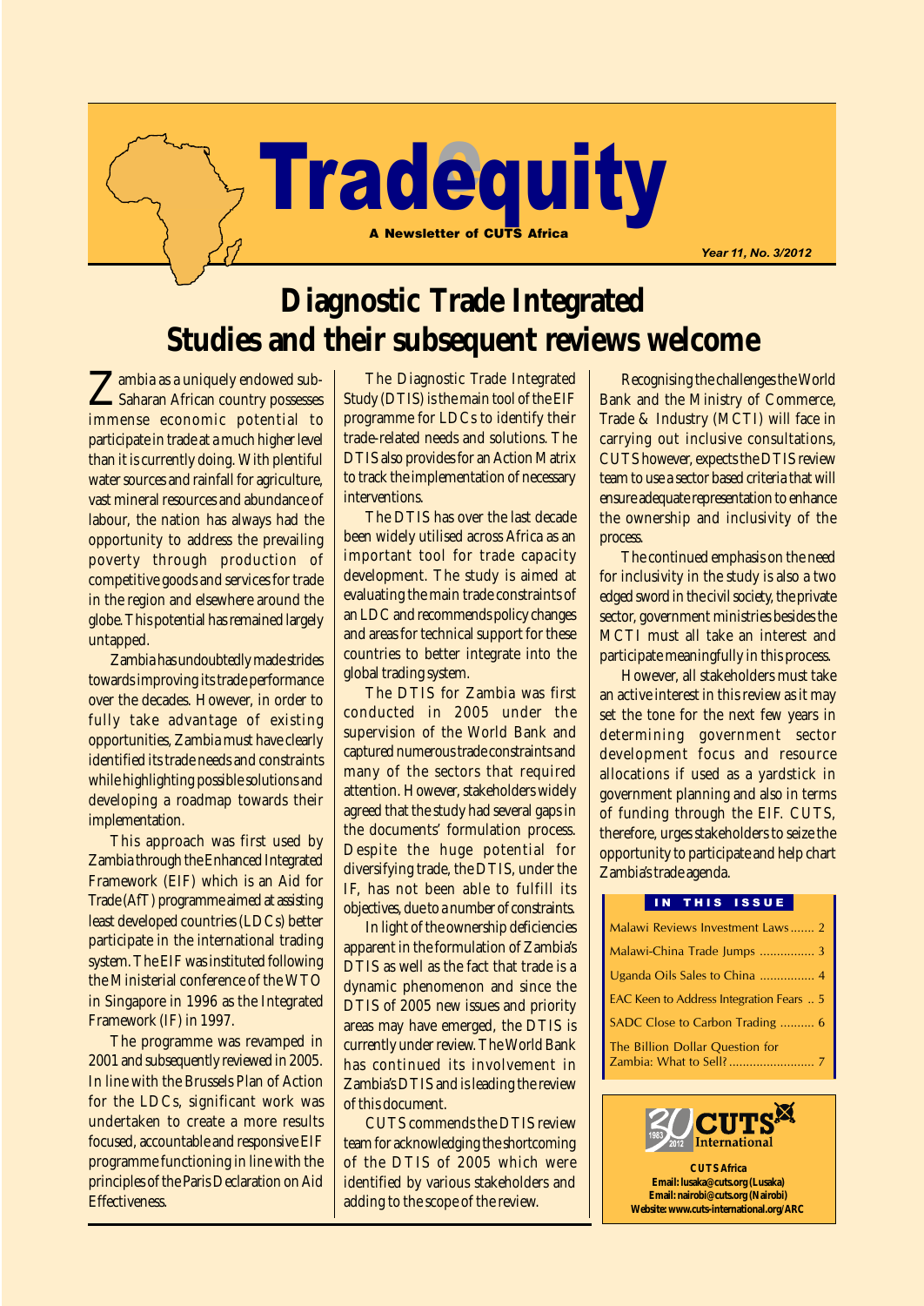# Tradequity

A Newsletter of CUTS Africa

*Year 11, No. 3/2012*

## Diagnostic Trade Integrated Studies and their subsequent reviews welcome

Zambia as a uniquely endowed sub-Saharan African country possesses immense economic potential to participate in trade at a much higher level than it is currently doing. With plentiful water sources and rainfall for agriculture, vast mineral resources and abundance of labour, the nation has always had the opportunity to address the prevailing poverty through production of competitive goods and services for trade in the region and elsewhere around the globe. This potential has remained largely untapped.

Zambia has undoubtedly made strides towards improving its trade performance over the decades. However, in order to fully take advantage of existing opportunities, Zambia must have clearly identified its trade needs and constraints while highlighting possible solutions and developing a roadmap towards their implementation.

This approach was first used by Zambia through the Enhanced Integrated Framework (EIF) which is an Aid for Trade (AfT) programme aimed at assisting least developed countries (LDCs) better participate in the international trading system. The EIF was instituted following the Ministerial conference of the WTO in Singapore in 1996 as the Integrated Framework (IF) in 1997.

The programme was revamped in 2001 and subsequently reviewed in 2005. In line with the Brussels Plan of Action for the LDCs, significant work was undertaken to create a more results focused, accountable and responsive EIF programme functioning in line with the principles of the Paris Declaration on Aid Effectiveness.

The Diagnostic Trade Integrated Study (DTIS) is the main tool of the EIF programme for LDCs to identify their trade-related needs and solutions. The DTIS also provides for an Action Matrix to track the implementation of necessary interventions.

The DTIS has over the last decade been widely utilised across Africa as an important tool for trade capacity development. The study is aimed at evaluating the main trade constraints of an LDC and recommends policy changes and areas for technical support for these countries to better integrate into the global trading system.

The DTIS for Zambia was first conducted in 2005 under the supervision of the World Bank and captured numerous trade constraints and many of the sectors that required attention. However, stakeholders widely agreed that the study had several gaps in the documents' formulation process. Despite the huge potential for diversifying trade, the DTIS, under the IF, has not been able to fulfill its objectives, due to a number of constraints.

In light of the ownership deficiencies apparent in the formulation of Zambia's DTIS as well as the fact that trade is a dynamic phenomenon and since the DTIS of 2005 new issues and priority areas may have emerged, the DTIS is currently under review. The World Bank has continued its involvement in Zambia's DTIS and is leading the review of this document.

CUTS commends the DTIS review team for acknowledging the shortcoming of the DTIS of 2005 which were identified by various stakeholders and adding to the scope of the review.

Recognising the challenges the World Bank and the Ministry of Commerce, Trade & Industry (MCTI) will face in carrying out inclusive consultations, CUTS however, expects the DTIS review team to use a sector based criteria that will ensure adequate representation to enhance the ownership and inclusivity of the process.

The continued emphasis on the need for inclusivity in the study is also a two edged sword in the civil society, the private sector, government ministries besides the MCTI must all take an interest and participate meaningfully in this process.

However, all stakeholders must take an active interest in this review as it may set the tone for the next few years in determining government sector development focus and resource allocations if used as a yardstick in government planning and also in terms of funding through the EIF. CUTS, therefore, urges stakeholders to seize the opportunity to participate and help chart Zambia's trade agenda.

### IN THIS ISSUE

- Malawi Reviews Investment Laws ....... 2
- Malawi-China Trade Jumps ................ 3
- Uganda Oils Sales to China ................ 4
- EAC Keen to Address Integration Fears .. 5
- SADC Close to Carbon Trading .......... 6
- The Billion Dollar Question for Zambia: What to Sell? ......................... 7

30 CUTS International 1983 2012

**CUTS Africa**
**Email: lusaka@cuts.org (Lusaka)**
**Email: nairobi@cuts.org (Nairobi)**
**Website: www.cuts-international.org/ARC**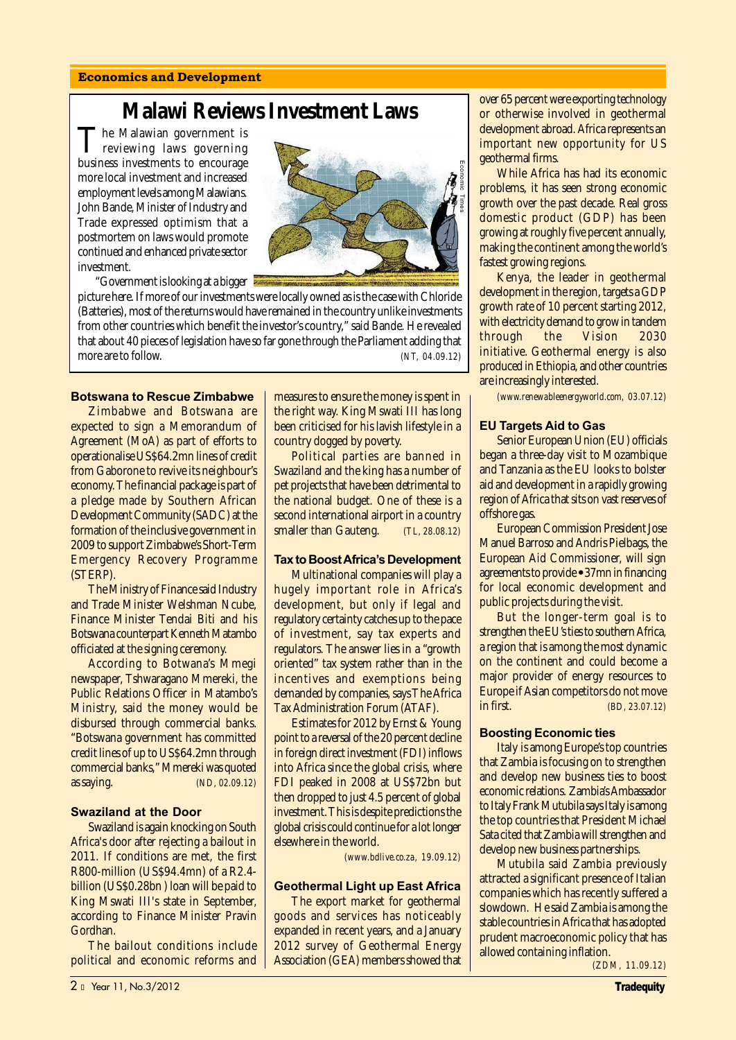## Economics and Development

# Malawi Reviews Investment Laws

The Malawian government is reviewing laws governing business investments to encourage more local investment and increased employment levels among Malawians. John Bande, Minister of Industry and Trade expressed optimism that a postmortem on laws would promote continued and enhanced private sector investment.

"Government is looking at a bigger picture here. If more of our investments were locally owned as is the case with Chloride (Batteries), most of the returns would have remained in the country unlike investments from other countries which benefit the investor's country," said Bande. He revealed that about 40 pieces of legislation have so far gone through the Parliament adding that more are to follow. (NT, 04.09.12)

### Botswana to Rescue Zimbabwe

Zimbabwe and Botswana are expected to sign a Memorandum of Agreement (MoA) as part of efforts to operationalise US$64.2mn lines of credit from Gaborone to revive its neighbour's economy. The financial package is part of a pledge made by Southern African Development Community (SADC) at the formation of the inclusive government in 2009 to support Zimbabwe's Short-Term Emergency Recovery Programme (STERP).

The Ministry of Finance said Industry and Trade Minister Welshman Ncube, Finance Minister Tendai Biti and his Botswana counterpart Kenneth Matambo officiated at the signing ceremony.

According to Botwana's Mmegi newspaper, Tshwaragano Mmereki, the Public Relations Officer in Matambo's Ministry, said the money would be disbursed through commercial banks. "Botswana government has committed credit lines of up to US$64.2mn through commercial banks," Mmereki was quoted as saying. (ND, 02.09.12)

### Swaziland at the Door

Swaziland is again knocking on South Africa's door after rejecting a bailout in 2011. If conditions are met, the first R800-million (US$94.4mn) of a R2.4-billion (US$0.28bn ) loan will be paid to King Mswati III's state in September, according to Finance Minister Pravin Gordhan.

The bailout conditions include political and economic reforms and measures to ensure the money is spent in the right way. King Mswati III has long been criticised for his lavish lifestyle in a country dogged by poverty.

Political parties are banned in Swaziland and the king has a number of pet projects that have been detrimental to the national budget. One of these is a second international airport in a country smaller than Gauteng. (TL, 28.08.12)

### Tax to Boost Africa's Development

Multinational companies will play a hugely important role in Africa's development, but only if legal and regulatory certainty catches up to the pace of investment, say tax experts and regulators. The answer lies in a "growth oriented" tax system rather than in the incentives and exemptions being demanded by companies, says The Africa Tax Administration Forum (ATAF).

Estimates for 2012 by Ernst & Young point to a reversal of the 20 percent decline in foreign direct investment (FDI) inflows into Africa since the global crisis, where FDI peaked in 2008 at US$72bn but then dropped to just 4.5 percent of global investment. This is despite predictions the global crisis could continue for a lot longer elsewhere in the world.

(www.bdlive.co.za, 19.09.12)

### Geothermal Light up East Africa

The export market for geothermal goods and services has noticeably expanded in recent years, and a January 2012 survey of Geothermal Energy Association (GEA) members showed that over 65 percent were exporting technology or otherwise involved in geothermal development abroad. Africa represents an important new opportunity for US geothermal firms.

While Africa has had its economic problems, it has seen strong economic growth over the past decade. Real gross domestic product (GDP) has been growing at roughly five percent annually, making the continent among the world's fastest growing regions.

Kenya, the leader in geothermal development in the region, targets a GDP growth rate of 10 percent starting 2012, with electricity demand to grow in tandem through the Vision 2030 initiative. Geothermal energy is also produced in Ethiopia, and other countries are increasingly interested.

(www.renewableenergyworld.com, 03.07.12)

### EU Targets Aid to Gas

Senior European Union (EU) officials began a three-day visit to Mozambique and Tanzania as the EU looks to bolster aid and development in a rapidly growing region of Africa that sits on vast reserves of offshore gas.

European Commission President Jose Manuel Barroso and Andris Pielbags, the European Aid Commissioner, will sign agreements to provide €37mn in financing for local economic development and public projects during the visit.

But the longer-term goal is to strengthen the EU's ties to southern Africa, a region that is among the most dynamic on the continent and could become a major provider of energy resources to Europe if Asian competitors do not move in first. (BD, 23.07.12)

### Boosting Economic ties

Italy is among Europe's top countries that Zambia is focusing on to strengthen and develop new business ties to boost economic relations. Zambia's Ambassador to Italy Frank Mutubila says Italy is among the top countries that President Michael Sata cited that Zambia will strengthen and develop new business partnerships.

Mutubila said Zambia previously attracted a significant presence of Italian companies which has recently suffered a slowdown. He said Zambia is among the stable countries in Africa that has adopted prudent macroeconomic policy that has allowed containing inflation.

(ZDM, 11.09.12)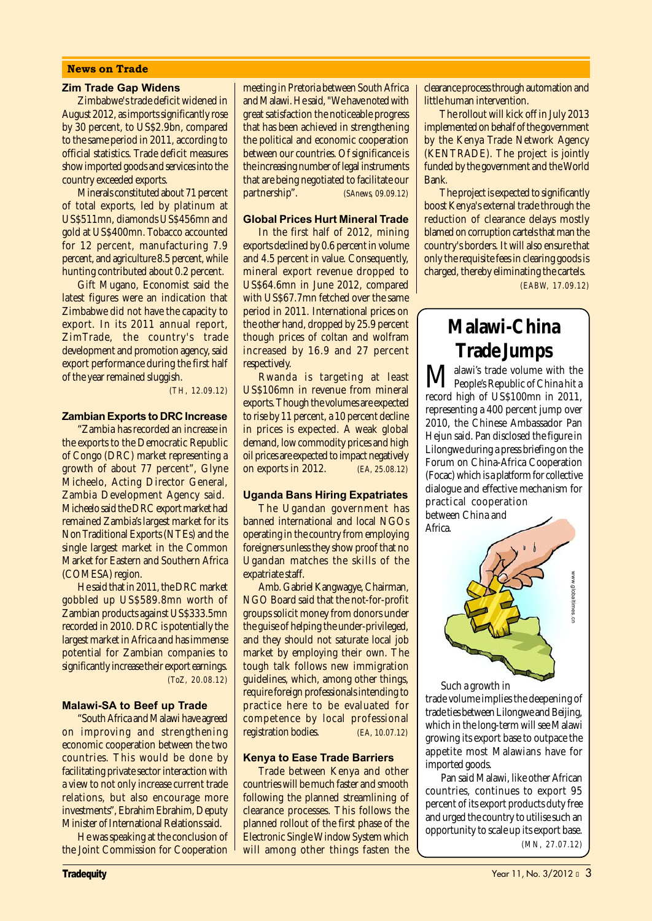## News on Trade

### Zim Trade Gap Widens

Zimbabwe's trade deficit widened in August 2012, as imports significantly rose by 30 percent, to US$2.9bn, compared to the same period in 2011, according to official statistics. Trade deficit measures show imported goods and services into the country exceeded exports.

Minerals constituted about 71 percent of total exports, led by platinum at US$511mn, diamonds US$456mn and gold at US$400mn. Tobacco accounted for 12 percent, manufacturing 7.9 percent, and agriculture 8.5 percent, while hunting contributed about 0.2 percent.

Gift Mugano, Economist said the latest figures were an indication that Zimbabwe did not have the capacity to export. In its 2011 annual report, ZimTrade, the country's trade development and promotion agency, said export performance during the first half of the year remained sluggish.

(TH, 12.09.12)

### Zambian Exports to DRC Increase

"Zambia has recorded an increase in the exports to the Democratic Republic of Congo (DRC) market representing a growth of about 77 percent", Glyne Micheelo, Acting Director General, Zambia Development Agency said. Micheelo said the DRC export market had remained Zambia's largest market for its Non Traditional Exports (NTEs) and the single largest market in the Common Market for Eastern and Southern Africa (COMESA) region.

He said that in 2011, the DRC market gobbled up US$589.8mn worth of Zambian products against US$333.5mn recorded in 2010. DRC is potentially the largest market in Africa and has immense potential for Zambian companies to significantly increase their export earnings.

(ToZ, 20.08.12)

### Malawi-SA to Beef up Trade

"South Africa and Malawi have agreed on improving and strengthening economic cooperation between the two countries. This would be done by facilitating private sector interaction with a view to not only increase current trade relations, but also encourage more investments", Ebrahim Ebrahim, Deputy Minister of International Relations said.

He was speaking at the conclusion of the Joint Commission for Cooperation meeting in Pretoria between South Africa and Malawi. He said, "We have noted with great satisfaction the noticeable progress that has been achieved in strengthening the political and economic cooperation between our countries. Of significance is the increasing number of legal instruments that are being negotiated to facilitate our partnership".

(SAnews, 09.09.12)

### Global Prices Hurt Mineral Trade

In the first half of 2012, mining exports declined by 0.6 percent in volume and 4.5 percent in value. Consequently, mineral export revenue dropped to US$64.6mn in June 2012, compared with US$67.7mn fetched over the same period in 2011. International prices on the other hand, dropped by 25.9 percent though prices of coltan and wolfram increased by 16.9 and 27 percent respectively.

Rwanda is targeting at least US$106mn in revenue from mineral exports. Though the volumes are expected to rise by 11 percent, a 10 percent decline in prices is expected. A weak global demand, low commodity prices and high oil prices are expected to impact negatively on exports in 2012.

(EA, 25.08.12)

### Uganda Bans Hiring Expatriates

The Ugandan government has banned international and local NGOs operating in the country from employing foreigners unless they show proof that no Ugandan matches the skills of the expatriate staff.

Amb. Gabriel Kangwagye, Chairman, NGO Board said that the not-for-profit groups solicit money from donors under the guise of helping the under-privileged, and they should not saturate local job market by employing their own. The tough talk follows new immigration guidelines, which, among other things, require foreign professionals intending to practice here to be evaluated for competence by local professional registration bodies.

(EA, 10.07.12)

### Kenya to Ease Trade Barriers

Trade between Kenya and other countries will be much faster and smooth following the planned streamlining of clearance processes. This follows the planned rollout of the first phase of the Electronic Single Window System which will among other things fasten the clearance process through automation and little human intervention.

The rollout will kick off in July 2013 implemented on behalf of the government by the Kenya Trade Network Agency (KENTRADE). The project is jointly funded by the government and the World Bank.

The project is expected to significantly boost Kenya's external trade through the reduction of clearance delays mostly blamed on corruption cartels that man the country's borders. It will also ensure that only the requisite fees in clearing goods is charged, thereby eliminating the cartels.

(EABW, 17.09.12)

## Malawi-China Trade Jumps

Malawi's trade volume with the People's Republic of China hit a record high of US$100mn in 2011, representing a 400 percent jump over 2010, the Chinese Ambassador Pan Hejun said. Pan disclosed the figure in Lilongwe during a press briefing on the Forum on China-Africa Cooperation (Focac) which is a platform for collective dialogue and effective mechanism for practical cooperation between China and Africa.

Such a growth in trade volume implies the deepening of trade ties between Lilongwe and Beijing, which in the long-term will see Malawi growing its export base to outpace the appetite most Malawians have for imported goods.

Pan said Malawi, like other African countries, continues to export 95 percent of its export products duty free and urged the country to utilise such an opportunity to scale up its export base.

(MN, 27.07.12)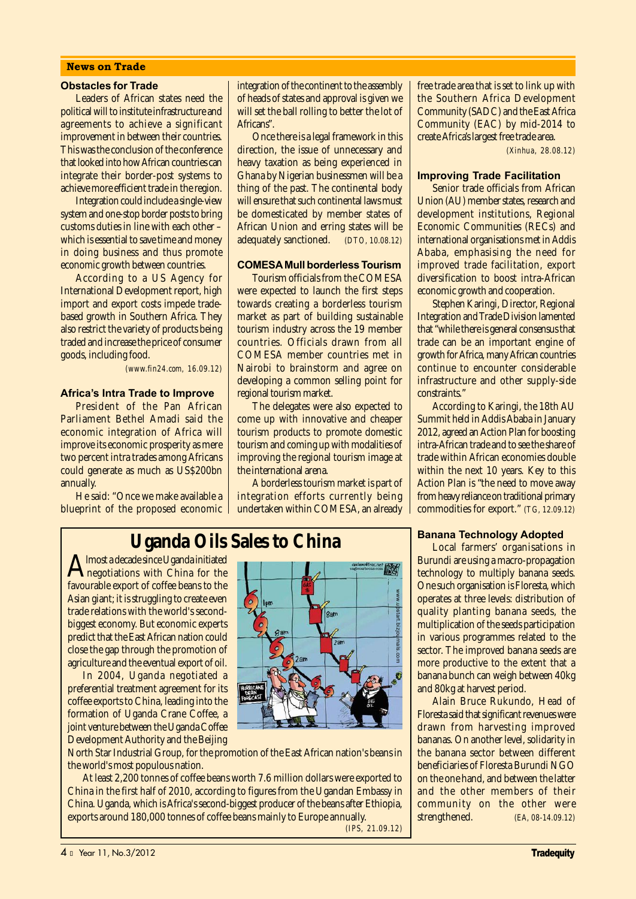## News on Trade

### Obstacles for Trade

Leaders of African states need the political will to institute infrastructure and agreements to achieve a significant improvement in between their countries. This was the conclusion of the conference that looked into how African countries can integrate their border-post systems to achieve more efficient trade in the region.

Integration could include a single-view system and one-stop border posts to bring customs duties in line with each other – which is essential to save time and money in doing business and thus promote economic growth between countries.

According to a US Agency for International Development report, high import and export costs impede trade-based growth in Southern Africa. They also restrict the variety of products being traded and increase the price of consumer goods, including food.

(www.fin24.com, 16.09.12)

### Africa's Intra Trade to Improve

President of the Pan African Parliament Bethel Amadi said the economic integration of Africa will improve its economic prosperity as mere two percent intra trades among Africans could generate as much as US$200bn annually.

He said: "Once we make available a blueprint of the proposed economic integration of the continent to the assembly of heads of states and approval is given we will set the ball rolling to better the lot of Africans".

Once there is a legal framework in this direction, the issue of unnecessary and heavy taxation as being experienced in Ghana by Nigerian businessmen will be a thing of the past. The continental body will ensure that such continental laws must be domesticated by member states of African Union and erring states will be adequately sanctioned. (DTO, 10.08.12)

### COMESA Mull borderless Tourism

Tourism officials from the COMESA were expected to launch the first steps towards creating a borderless tourism market as part of building sustainable tourism industry across the 19 member countries. Officials drawn from all COMESA member countries met in Nairobi to brainstorm and agree on developing a common selling point for regional tourism market.

The delegates were also expected to come up with innovative and cheaper tourism products to promote domestic tourism and coming up with modalities of improving the regional tourism image at the international arena.

A borderless tourism market is part of integration efforts currently being undertaken within COMESA, an already free trade area that is set to link up with the Southern Africa Development Community (SADC) and the East Africa Community (EAC) by mid-2014 to create Africa's largest free trade area.

(Xinhua, 28.08.12)

### Improving Trade Facilitation

Senior trade officials from African Union (AU) member states, research and development institutions, Regional Economic Communities (RECs) and international organisations met in Addis Ababa, emphasising the need for improved trade facilitation, export diversification to boost intra-African economic growth and cooperation.

Stephen Karingi, Director, Regional Integration and Trade Division lamented that "while there is general consensus that trade can be an important engine of growth for Africa, many African countries continue to encounter considerable infrastructure and other supply-side constraints."

According to Karingi, the 18th AU Summit held in Addis Ababa in January 2012, agreed an Action Plan for boosting intra-African trade and to see the share of trade within African economies double within the next 10 years. Key to this Action Plan is "the need to move away from heavy reliance on traditional primary commodities for export." (TG, 12.09.12)

## Uganda Oils Sales to China

Almost a decade since Uganda initiated negotiations with China for the favourable export of coffee beans to the Asian giant; it is struggling to create even trade relations with the world's second-biggest economy. But economic experts predict that the East African nation could close the gap through the promotion of agriculture and the eventual export of oil.

In 2004, Uganda negotiated a preferential treatment agreement for its coffee exports to China, leading into the formation of Uganda Crane Coffee, a joint venture between the Uganda Coffee Development Authority and the Beijing North Star Industrial Group, for the promotion of the East African nation's beans in the world's most populous nation.

At least 2,200 tonnes of coffee beans worth 7.6 million dollars were exported to China in the first half of 2010, according to figures from the Ugandan Embassy in China. Uganda, which is Africa's second-biggest producer of the beans after Ethiopia, exports around 180,000 tonnes of coffee beans mainly to Europe annually.

(IPS, 21.09.12)

### Banana Technology Adopted

Local farmers' organisations in Burundi are using a macro-propagation technology to multiply banana seeds. One such organisation is Floresta, which operates at three levels: distribution of quality planting banana seeds, the multiplication of the seeds participation in various programmes related to the sector. The improved banana seeds are more productive to the extent that a banana bunch can weigh between 40kg and 80kg at harvest period.

Alain Bruce Rukundo, Head of Floresta said that significant revenues were drawn from harvesting improved bananas. On another level, solidarity in the banana sector between different beneficiaries of Floresta Burundi NGO on the one hand, and between the latter and the other members of their community on the other were strengthened. (EA, 08-14.09.12)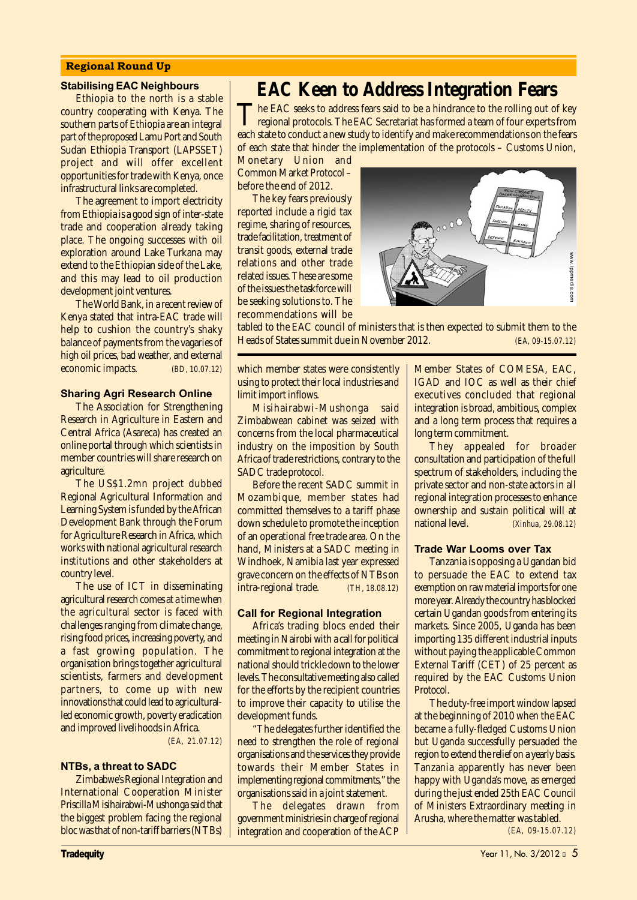## Regional Round Up

### Stabilising EAC Neighbours

Ethiopia to the north is a stable country cooperating with Kenya. The southern parts of Ethiopia are an integral part of the proposed Lamu Port and South Sudan Ethiopia Transport (LAPSSET) project and will offer excellent opportunities for trade with Kenya, once infrastructural links are completed.

The agreement to import electricity from Ethiopia is a good sign of inter-state trade and cooperation already taking place. The ongoing successes with oil exploration around Lake Turkana may extend to the Ethiopian side of the Lake, and this may lead to oil production development joint ventures.

The World Bank, in a recent review of Kenya stated that intra-EAC trade will help to cushion the country's shaky balance of payments from the vagaries of high oil prices, bad weather, and external economic impacts. (BD, 10.07.12)

### Sharing Agri Research Online

The Association for Strengthening Research in Agriculture in Eastern and Central Africa (Asareca) has created an online portal through which scientists in member countries will share research on agriculture.

The US$1.2mn project dubbed Regional Agricultural Information and Learning System is funded by the African Development Bank through the Forum for Agriculture Research in Africa, which works with national agricultural research institutions and other stakeholders at country level.

The use of ICT in disseminating agricultural research comes at a time when the agricultural sector is faced with challenges ranging from climate change, rising food prices, increasing poverty, and a fast growing population. The organisation brings together agricultural scientists, farmers and development partners, to come up with new innovations that could lead to agricultural-led economic growth, poverty eradication and improved livelihoods in Africa. (EA, 21.07.12)

### NTBs, a threat to SADC

Zimbabwe's Regional Integration and International Cooperation Minister Priscilla Misihairabwi-Mushonga said that the biggest problem facing the regional bloc was that of non-tariff barriers (NTBs) which member states were consistently using to protect their local industries and limit import inflows.

Misihairabwi-Mushonga said Zimbabwean cabinet was seized with concerns from the local pharmaceutical industry on the imposition by South Africa of trade restrictions, contrary to the SADC trade protocol.

Before the recent SADC summit in Mozambique, member states had committed themselves to a tariff phase down schedule to promote the inception of an operational free trade area. On the hand, Ministers at a SADC meeting in Windhoek, Namibia last year expressed grave concern on the effects of NTBs on intra-regional trade. (TH, 18.08.12)

# EAC Keen to Address Integration Fears

The EAC seeks to address fears said to be a hindrance to the rolling out of key regional protocols. The EAC Secretariat has formed a team of four experts from each state to conduct a new study to identify and make recommendations on the fears of each state that hinder the implementation of the protocols – Customs Union, Monetary Union and Common Market Protocol – before the end of 2012.

The key fears previously reported include a rigid tax regime, sharing of resources, trade facilitation, treatment of transit goods, external trade relations and other trade related issues. These are some of the issues the taskforce will be seeking solutions to. The recommendations will be tabled to the EAC council of ministers that is then expected to submit them to the Heads of States summit due in November 2012. (EA, 09-15.07.12)

### Call for Regional Integration

Africa's trading blocs ended their meeting in Nairobi with a call for political commitment to regional integration at the national should trickle down to the lower levels. The consultative meeting also called for the efforts by the recipient countries to improve their capacity to utilise the development funds.

"The delegates further identified the need to strengthen the role of regional organisations and the services they provide towards their Member States in implementing regional commitments," the organisations said in a joint statement.

The delegates drawn from government ministries in charge of regional integration and cooperation of the ACP Member States of COMESA, EAC, IGAD and IOC as well as their chief executives concluded that regional integration is broad, ambitious, complex and a long term process that requires a long term commitment.

They appealed for broader consultation and participation of the full spectrum of stakeholders, including the private sector and non-state actors in all regional integration processes to enhance ownership and sustain political will at national level. (Xinhua, 29.08.12)

### Trade War Looms over Tax

Tanzania is opposing a Ugandan bid to persuade the EAC to extend tax exemption on raw material imports for one more year. Already the country has blocked certain Ugandan goods from entering its markets. Since 2005, Uganda has been importing 135 different industrial inputs without paying the applicable Common External Tariff (CET) of 25 percent as required by the EAC Customs Union Protocol.

The duty-free import window lapsed at the beginning of 2010 when the EAC became a fully-fledged Customs Union but Uganda successfully persuaded the region to extend the relief on a yearly basis. Tanzania apparently has never been happy with Uganda's move, as emerged during the just ended 25th EAC Council of Ministers Extraordinary meeting in Arusha, where the matter was tabled. (EA, 09-15.07.12)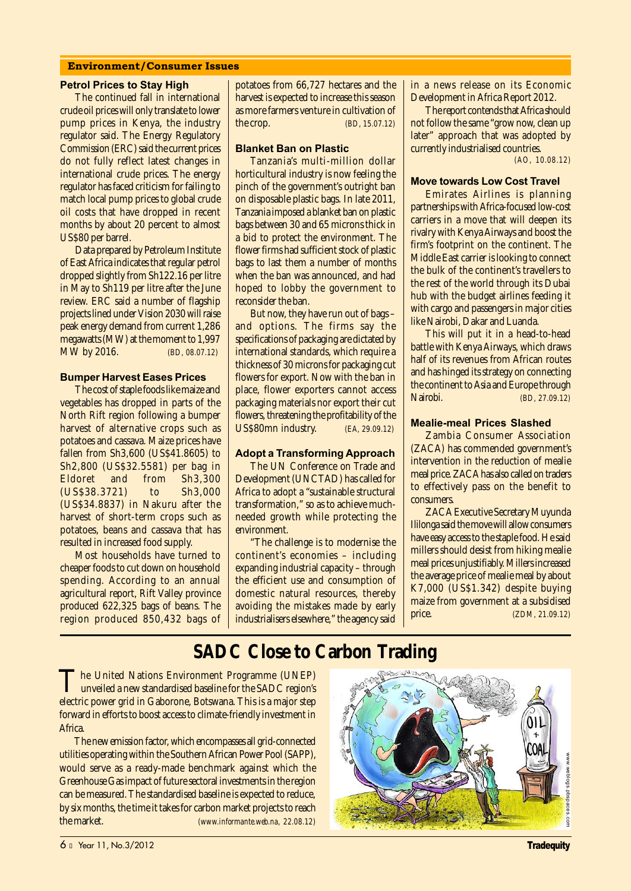## Environment/Consumer Issues

### Petrol Prices to Stay High

The continued fall in international crude oil prices will only translate to lower pump prices in Kenya, the industry regulator said. The Energy Regulatory Commission (ERC) said the current prices do not fully reflect latest changes in international crude prices. The energy regulator has faced criticism for failing to match local pump prices to global crude oil costs that have dropped in recent months by about 20 percent to almost US$80 per barrel.

Data prepared by Petroleum Institute of East Africa indicates that regular petrol dropped slightly from Sh122.16 per litre in May to Sh119 per litre after the June review. ERC said a number of flagship projects lined under Vision 2030 will raise peak energy demand from current 1,286 megawatts (MW) at the moment to 1,997 MW by 2016. (BD, 08.07.12)

### Bumper Harvest Eases Prices

The cost of staple foods like maize and vegetables has dropped in parts of the North Rift region following a bumper harvest of alternative crops such as potatoes and cassava. Maize prices have fallen from Sh3,600 (US$41.8605) to Sh2,800 (US$32.5581) per bag in Eldoret and from Sh3,300 (US$38.3721) to Sh3,000 (US$34.8837) in Nakuru after the harvest of short-term crops such as potatoes, beans and cassava that has resulted in increased food supply.

Most households have turned to cheaper foods to cut down on household spending. According to an annual agricultural report, Rift Valley province produced 622,325 bags of beans. The region produced 850,432 bags of potatoes from 66,727 hectares and the harvest is expected to increase this season as more farmers venture in cultivation of the crop. (BD, 15.07.12)

### Blanket Ban on Plastic

Tanzania's multi-million dollar horticultural industry is now feeling the pinch of the government's outright ban on disposable plastic bags. In late 2011, Tanzania imposed a blanket ban on plastic bags between 30 and 65 microns thick in a bid to protect the environment. The flower firms had sufficient stock of plastic bags to last them a number of months when the ban was announced, and had hoped to lobby the government to reconsider the ban.

But now, they have run out of bags – and options. The firms say the specifications of packaging are dictated by international standards, which require a thickness of 30 microns for packaging cut flowers for export. Now with the ban in place, flower exporters cannot access packaging materials nor export their cut flowers, threatening the profitability of the US$80mn industry. (EA, 29.09.12)

### Adopt a Transforming Approach

The UN Conference on Trade and Development (UNCTAD) has called for Africa to adopt a "sustainable structural transformation," so as to achieve much-needed growth while protecting the environment.

"The challenge is to modernise the continent's economies – including expanding industrial capacity – through the efficient use and consumption of domestic natural resources, thereby avoiding the mistakes made by early industrialisers elsewhere," the agency said in a news release on its Economic Development in Africa Report 2012.

The report contends that Africa should not follow the same "grow now, clean up later" approach that was adopted by currently industrialised countries. (AO, 10.08.12)

### Move towards Low Cost Travel

Emirates Airlines is planning partnerships with Africa-focused low-cost carriers in a move that will deepen its rivalry with Kenya Airways and boost the firm's footprint on the continent. The Middle East carrier is looking to connect the bulk of the continent's travellers to the rest of the world through its Dubai hub with the budget airlines feeding it with cargo and passengers in major cities like Nairobi, Dakar and Luanda.

This will put it in a head-to-head battle with Kenya Airways, which draws half of its revenues from African routes and has hinged its strategy on connecting the continent to Asia and Europe through Nairobi. (BD, 27.09.12)

### Mealie-meal Prices Slashed

Zambia Consumer Association (ZACA) has commended government's intervention in the reduction of mealie meal price. ZACA has also called on traders to effectively pass on the benefit to consumers.

ZACA Executive Secretary Muyunda Ililonga said the move will allow consumers have easy access to the staple food. He said millers should desist from hiking mealie meal prices unjustifiably. Millers increased the average price of mealie meal by about K7,000 (US$1.342) despite buying maize from government at a subsidised price. (ZDM, 21.09.12)

## SADC Close to Carbon Trading

The United Nations Environment Programme (UNEP) unveiled a new standardised baseline for the SADC region's electric power grid in Gaborone, Botswana. This is a major step forward in efforts to boost access to climate-friendly investment in Africa.

The new emission factor, which encompasses all grid-connected utilities operating within the Southern African Power Pool (SAPP), would serve as a ready-made benchmark against which the Greenhouse Gas impact of future sectoral investments in the region can be measured. The standardised baseline is expected to reduce, by six months, the time it takes for carbon market projects to reach the market. (www.informante.web.na, 22.08.12)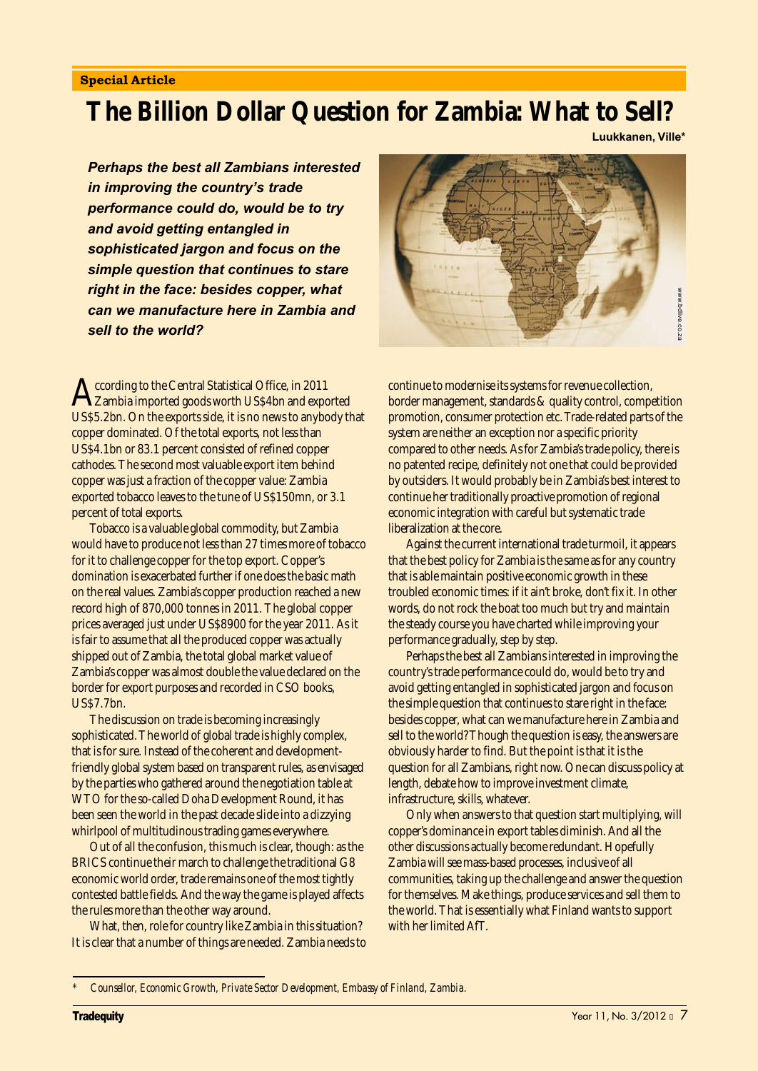Special Article

# The Billion Dollar Question for Zambia: What to Sell?

**Luukkanen, Ville***

***Perhaps the best all Zambians interested in improving the country's trade performance could do, would be to try and avoid getting entangled in sophisticated jargon and focus on the simple question that continues to stare right in the face: besides copper, what can we manufacture here in Zambia and sell to the world?***

According to the Central Statistical Office, in 2011 Zambia imported goods worth US$4bn and exported US$5.2bn. On the exports side, it is no news to anybody that copper dominated. Of the total exports, not less than US$4.1bn or 83.1 percent consisted of refined copper cathodes. The second most valuable export item behind copper was just a fraction of the copper value: Zambia exported tobacco leaves to the tune of US$150mn, or 3.1 percent of total exports.

Tobacco is a valuable global commodity, but Zambia would have to produce not less than 27 times more of tobacco for it to challenge copper for the top export. Copper's domination is exacerbated further if one does the basic math on the real values. Zambia's copper production reached a new record high of 870,000 tonnes in 2011. The global copper prices averaged just under US$8900 for the year 2011. As it is fair to assume that all the produced copper was actually shipped out of Zambia, the total global market value of Zambia's copper was almost double the value declared on the border for export purposes and recorded in CSO books, US$7.7bn.

The discussion on trade is becoming increasingly sophisticated. The world of global trade is highly complex, that is for sure. Instead of the coherent and development-friendly global system based on transparent rules, as envisaged by the parties who gathered around the negotiation table at WTO for the so-called Doha Development Round, it has been seen the world in the past decade slide into a dizzying whirlpool of multitudinous trading games everywhere.

Out of all the confusion, this much is clear, though: as the BRICS continue their march to challenge the traditional G8 economic world order, trade remains one of the most tightly contested battle fields. And the way the game is played affects the rules more than the other way around.

What, then, role for country like Zambia in this situation? It is clear that a number of things are needed. Zambia needs to continue to modernise its systems for revenue collection, border management, standards & quality control, competition promotion, consumer protection etc. Trade-related parts of the system are neither an exception nor a specific priority compared to other needs. As for Zambia's trade policy, there is no patented recipe, definitely not one that could be provided by outsiders. It would probably be in Zambia's best interest to continue her traditionally proactive promotion of regional economic integration with careful but systematic trade liberalization at the core.

Against the current international trade turmoil, it appears that the best policy for Zambia is the same as for any country that is able maintain positive economic growth in these troubled economic times: if it ain't broke, don't fix it. In other words, do not rock the boat too much but try and maintain the steady course you have charted while improving your performance gradually, step by step.

Perhaps the best all Zambians interested in improving the country's trade performance could do, would be to try and avoid getting entangled in sophisticated jargon and focus on the simple question that continues to stare right in the face: besides copper, what can we manufacture here in Zambia and sell to the world? Though the question is easy, the answers are obviously harder to find. But the point is that it is the question for all Zambians, right now. One can discuss policy at length, debate how to improve investment climate, infrastructure, skills, whatever.

Only when answers to that question start multiplying, will copper's dominance in export tables diminish. And all the other discussions actually become redundant. Hopefully Zambia will see mass-based processes, inclusive of all communities, taking up the challenge and answer the question for themselves. Make things, produce services and sell them to the world. That is essentially what Finland wants to support with her limited AfT.

---

\* *Counsellor, Economic Growth, Private Sector Development, Embassy of Finland, Zambia.*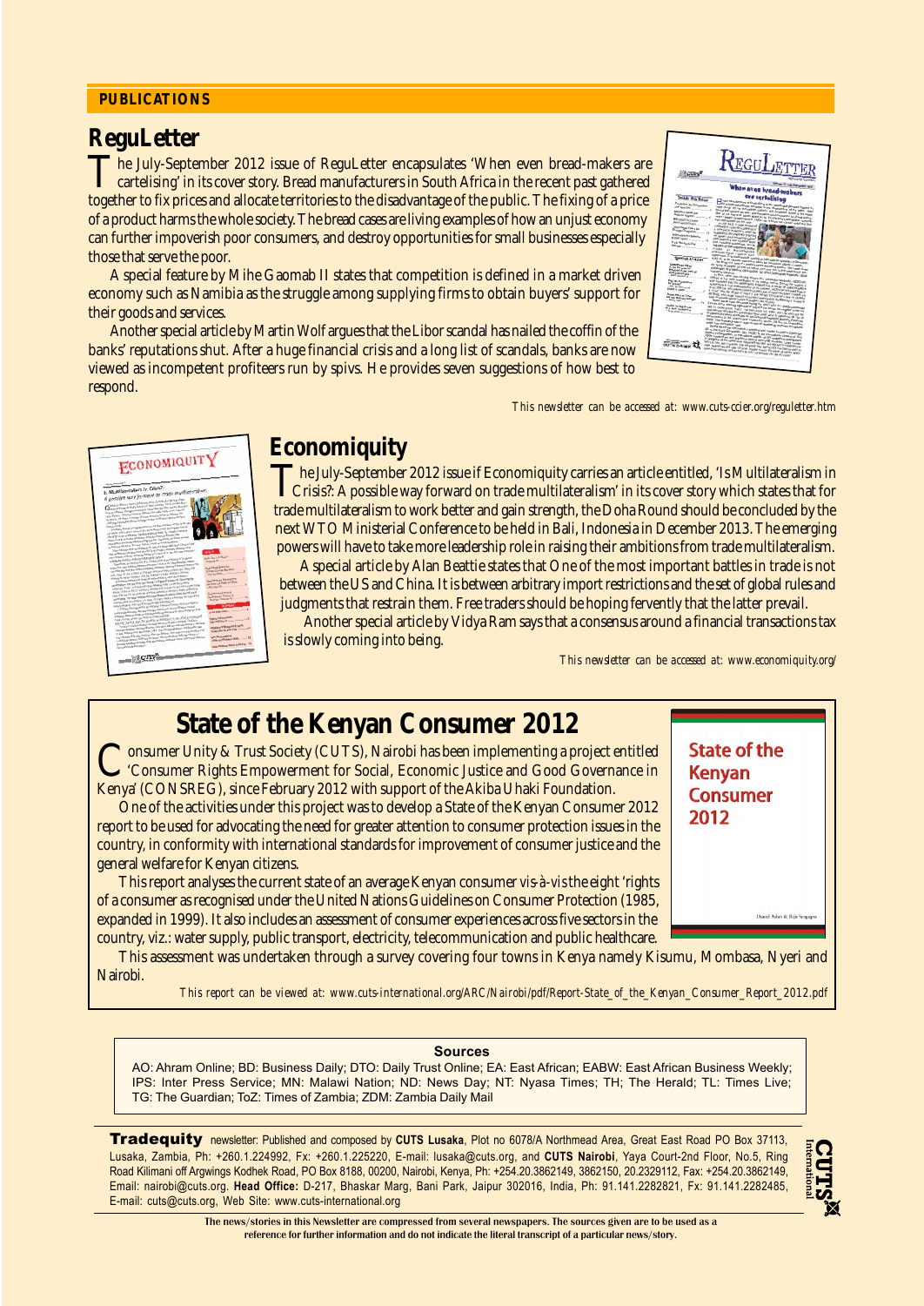PUBLICATIONS

## ReguLetter

The July-September 2012 issue of ReguLetter encapsulates 'When even bread-makers are cartelising' in its cover story. Bread manufacturers in South Africa in the recent past gathered together to fix prices and allocate territories to the disadvantage of the public. The fixing of a price of a product harms the whole society. The bread cases are living examples of how an unjust economy can further impoverish poor consumers, and destroy opportunities for small businesses especially those that serve the poor.

A special feature by Mihe Gaomab II states that competition is defined in a market driven economy such as Namibia as the struggle among supplying firms to obtain buyers' support for their goods and services.

Another special article by Martin Wolf argues that the Libor scandal has nailed the coffin of the banks' reputations shut. After a huge financial crisis and a long list of scandals, banks are now viewed as incompetent profiteers run by spivs. He provides seven suggestions of how best to respond.

*This newsletter can be accessed at: www.cuts-ccier.org/reguletter.htm*

## Economiquity

The July-September 2012 issue if Economiquity carries an article entitled, 'Is Multilateralism in Crisis?: A possible way forward on trade multilateralism' in its cover story which states that for trade multilateralism to work better and gain strength, the Doha Round should be concluded by the next WTO Ministerial Conference to be held in Bali, Indonesia in December 2013. The emerging powers will have to take more leadership role in raising their ambitions from trade multilateralism.

A special article by Alan Beattie states that One of the most important battles in trade is not between the US and China. It is between arbitrary import restrictions and the set of global rules and judgments that restrain them. Free traders should be hoping fervently that the latter prevail.

Another special article by Vidya Ram says that a consensus around a financial transactions tax is slowly coming into being.

*This newsletter can be accessed at: www.economiquity.org/*

## State of the Kenyan Consumer 2012

Consumer Unity & Trust Society (CUTS), Nairobi has been implementing a project entitled 'Consumer Rights Empowerment for Social, Economic Justice and Good Governance in Kenya' (CONSREG), since February 2012 with support of the Akiba Uhaki Foundation.

One of the activities under this project was to develop a State of the Kenyan Consumer 2012 report to be used for advocating the need for greater attention to consumer protection issues in the country, in conformity with international standards for improvement of consumer justice and the general welfare for Kenyan citizens.

This report analyses the current state of an average Kenyan consumer *vis-à-vis* the eight 'rights of a consumer as recognised under the United Nations Guidelines on Consumer Protection (1985, expanded in 1999). It also includes an assessment of consumer experiences across five sectors in the country, viz.: water supply, public transport, electricity, telecommunication and public healthcare.

This assessment was undertaken through a survey covering four towns in Kenya namely Kisumu, Mombasa, Nyeri and Nairobi.

*This report can be viewed at: www.cuts-international.org/ARC/Nairobi/pdf/Report-State_of_the_Kenyan_Consumer_Report_2012.pdf*

**Sources**

AO: Ahram Online; BD: Business Daily; DTO: Daily Trust Online; EA: East African; EABW: East African Business Weekly; IPS: Inter Press Service; MN: Malawi Nation; ND: News Day; NT: Nyasa Times; TH; The Herald; TL: Times Live; TG: The Guardian; ToZ: Times of Zambia; ZDM: Zambia Daily Mail

**Tradequity** newsletter: Published and composed by **CUTS Lusaka**, Plot no 6078/A Northmead Area, Great East Road PO Box 37113, Lusaka, Zambia, Ph: +260.1.224992, Fx: +260.1.225220, E-mail: lusaka@cuts.org, and **CUTS Nairobi**, Yaya Court-2nd Floor, No.5, Ring Road Kilimani off Argwings Kodhek Road, PO Box 8188, 00200, Nairobi, Kenya, Ph: +254.20.3862149, 3862150, 20.2329112, Fax: +254.20.3862149, Email: nairobi@cuts.org. **Head Office:** D-217, Bhaskar Marg, Bani Park, Jaipur 302016, India, Ph: 91.141.2282821, Fx: 91.141.2282485, E-mail: cuts@cuts.org, Web Site: www.cuts-international.org

**The news/stories in this Newsletter are compressed from several newspapers. The sources given are to be used as a reference for further information and do not indicate the literal transcript of a particular news/story.**